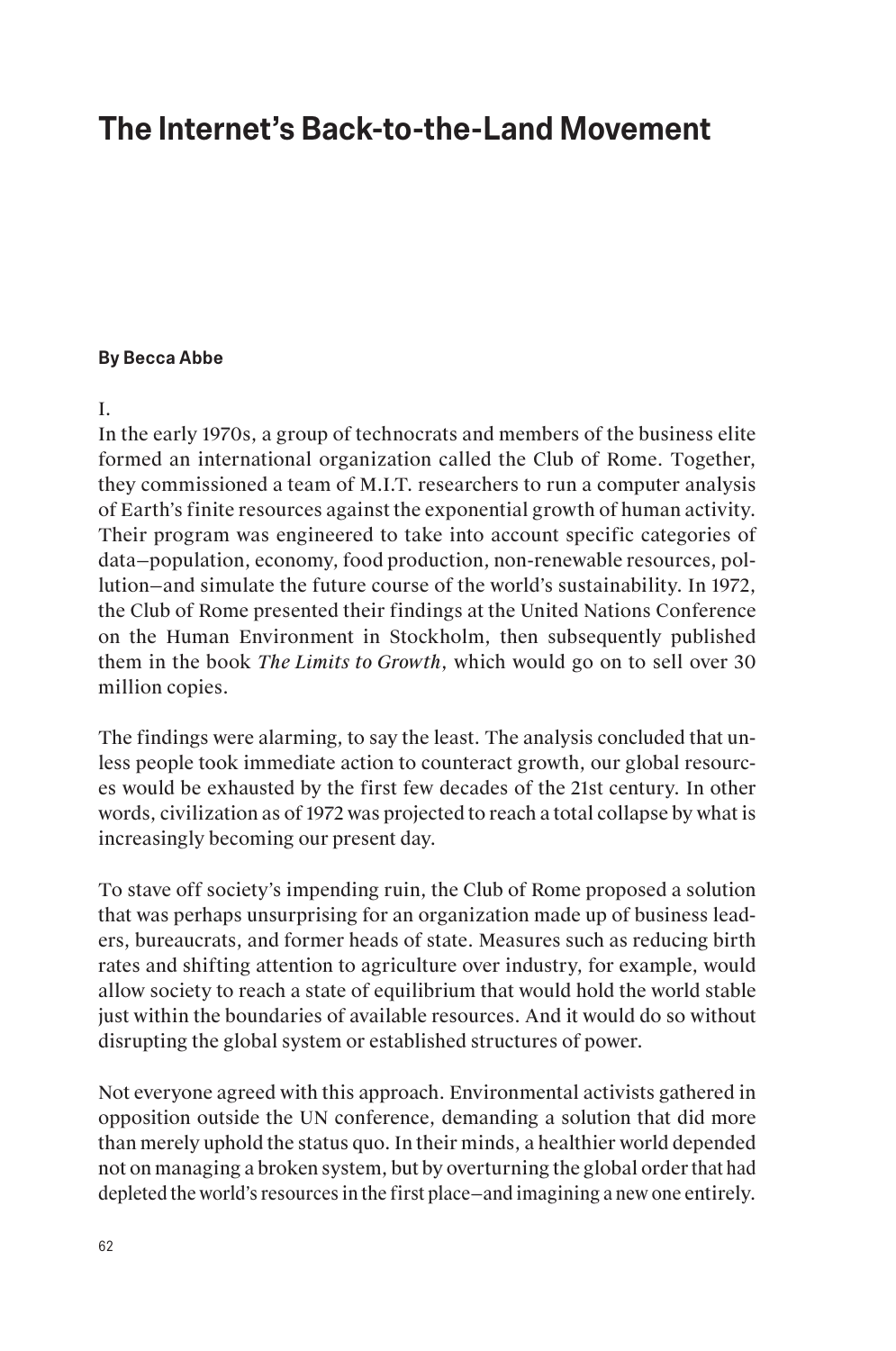# The Internet's Back-to-the-Land Movement

**By Becca Abbe**

I.

In the early 1970s, a group of technocrats and members of the business elite formed an international organization called the Club of Rome. Together, they commissioned a team of M.I.T. researchers to run a computer analysis of Earth's finite resources against the exponential growth of human activity. Their program was engineered to take into account specific categories of data—population, economy, food production, non-renewable resources, pollution—and simulate the future course of the world's sustainability. In 1972, the Club of Rome presented their findings at the United Nations Conference on the Human Environment in Stockholm, then subsequently published them in the book *The Limits to Growth*, which would go on to sell over 30 million copies.

The findings were alarming, to say the least. The analysis concluded that unless people took immediate action to counteract growth, our global resources would be exhausted by the first few decades of the 21st century. In other words, civilization as of 1972 was projected to reach a total collapse by what is increasingly becoming our present day.

To stave off society's impending ruin, the Club of Rome proposed a solution that was perhaps unsurprising for an organization made up of business leaders, bureaucrats, and former heads of state. Measures such as reducing birth rates and shifting attention to agriculture over industry, for example, would allow society to reach a state of equilibrium that would hold the world stable just within the boundaries of available resources. And it would do so without disrupting the global system or established structures of power.

Not everyone agreed with this approach. Environmental activists gathered in opposition outside the UN conference, demanding a solution that did more than merely uphold the status quo. In their minds, a healthier world depended not on managing a broken system, but by overturning the global order that had depleted the world's resources in the first place—and imagining a new one entirely.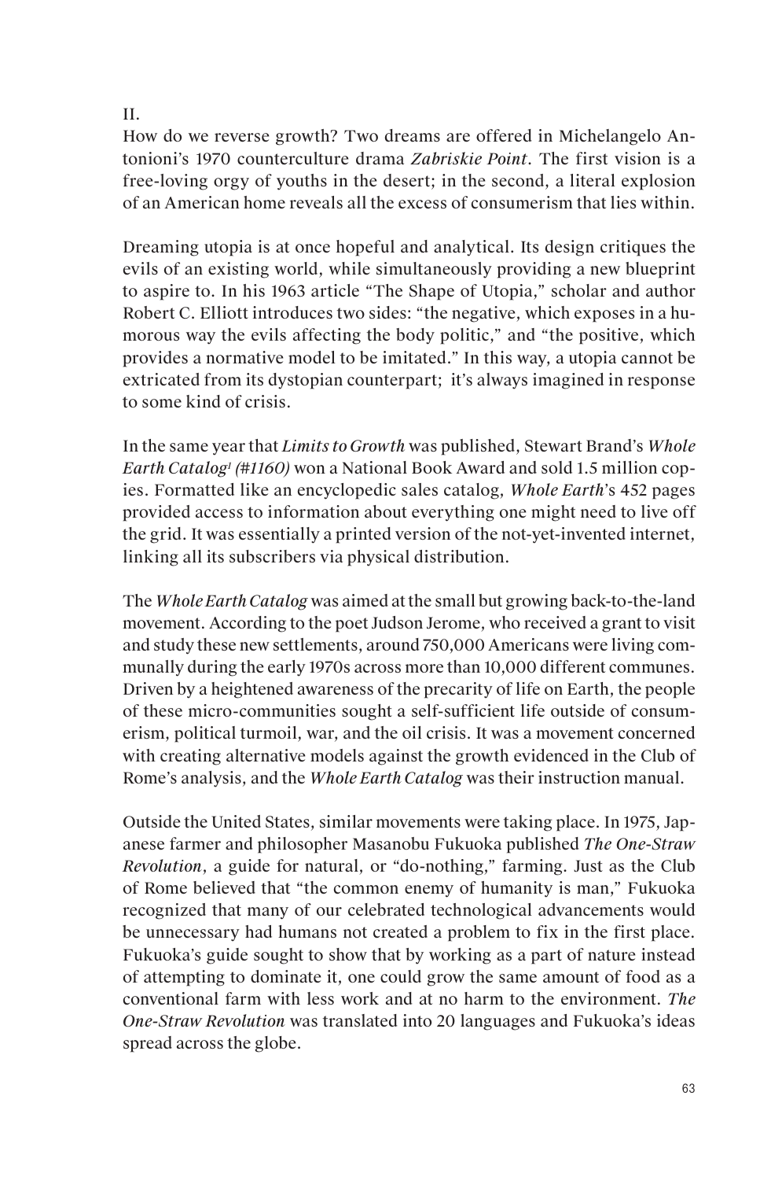II.

How do we reverse growth? Two dreams are offered in Michelangelo Antonioni's 1970 counterculture drama *Zabriskie Point*. The first vision is a free-loving orgy of youths in the desert; in the second, a literal explosion of an American home reveals all the excess of consumerism that lies within.

Dreaming utopia is at once hopeful and analytical. Its design critiques the evils of an existing world, while simultaneously providing a new blueprint to aspire to. In his 1963 article "The Shape of Utopia," scholar and author Robert C. Elliott introduces two sides: "the negative, which exposes in a humorous way the evils affecting the body politic," and "the positive, which provides a normative model to be imitated." In this way, a utopia cannot be extricated from its dystopian counterpart; it's always imagined in response to some kind of crisis.

In the same year that *Limits to Growth* was published, Stewart Brand's *Whole Earth Catalog*[1] *(#1160)* won a National Book Award and sold 1.5 million copies. Formatted like an encyclopedic sales catalog, *Whole Earth*'s 452 pages provided access to information about everything one might need to live off the grid. It was essentially a printed version of the not-yet-invented internet, linking all its subscribers via physical distribution.

The *Whole Earth Catalog* was aimed at the small but growing back-to-the-land movement. According to the poet Judson Jerome, who received a grant to visit and study these new settlements, around 750,000 Americans were living communally during the early 1970s across more than 10,000 different communes. Driven by a heightened awareness of the precarity of life on Earth, the people of these micro-communities sought a self-sufficient life outside of consumerism, political turmoil, war, and the oil crisis. It was a movement concerned with creating alternative models against the growth evidenced in the Club of Rome's analysis, and the *Whole Earth Catalog* was their instruction manual.

Outside the United States, similar movements were taking place. In 1975, Japanese farmer and philosopher Masanobu Fukuoka published *The One-Straw Revolution*, a guide for natural, or "do-nothing," farming. Just as the Club of Rome believed that "the common enemy of humanity is man," Fukuoka recognized that many of our celebrated technological advancements would be unnecessary had humans not created a problem to fix in the first place. Fukuoka's guide sought to show that by working as a part of nature instead of attempting to dominate it, one could grow the same amount of food as a conventional farm with less work and at no harm to the environment. *The One-Straw Revolution* was translated into 20 languages and Fukuoka's ideas spread across the globe.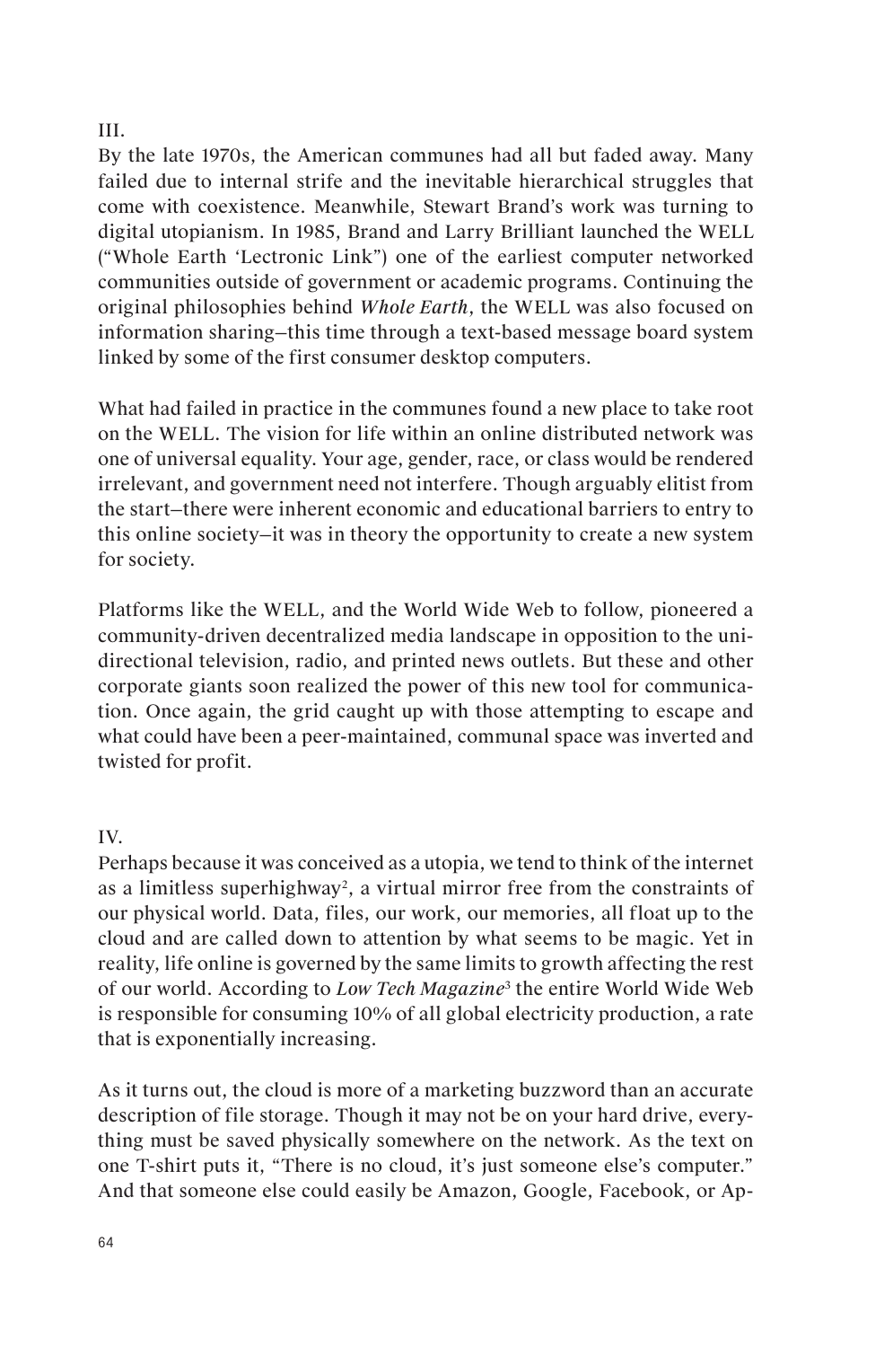III.

By the late 1970s, the American communes had all but faded away. Many failed due to internal strife and the inevitable hierarchical struggles that come with coexistence. Meanwhile, Stewart Brand's work was turning to digital utopianism. In 1985, Brand and Larry Brilliant launched the WELL ("Whole Earth 'Lectronic Link") one of the earliest computer networked communities outside of government or academic programs. Continuing the original philosophies behind *Whole Earth*, the WELL was also focused on information sharing—this time through a text-based message board system linked by some of the first consumer desktop computers.

What had failed in practice in the communes found a new place to take root on the WELL. The vision for life within an online distributed network was one of universal equality. Your age, gender, race, or class would be rendered irrelevant, and government need not interfere. Though arguably elitist from the start—there were inherent economic and educational barriers to entry to this online society—it was in theory the opportunity to create a new system for society.

Platforms like the WELL, and the World Wide Web to follow, pioneered a community-driven decentralized media landscape in opposition to the unidirectional television, radio, and printed news outlets. But these and other corporate giants soon realized the power of this new tool for communication. Once again, the grid caught up with those attempting to escape and what could have been a peer-maintained, communal space was inverted and twisted for profit.

IV.

Perhaps because it was conceived as a utopia, we tend to think of the internet as a limitless superhighway[2], a virtual mirror free from the constraints of our physical world. Data, files, our work, our memories, all float up to the cloud and are called down to attention by what seems to be magic. Yet in reality, life online is governed by the same limits to growth affecting the rest of our world. According to *Low Tech Magazine*[3] the entire World Wide Web is responsible for consuming 10% of all global electricity production, a rate that is exponentially increasing.

As it turns out, the cloud is more of a marketing buzzword than an accurate description of file storage. Though it may not be on your hard drive, everything must be saved physically somewhere on the network. As the text on one T-shirt puts it, "There is no cloud, it's just someone else's computer." And that someone else could easily be Amazon, Google, Facebook, or Ap-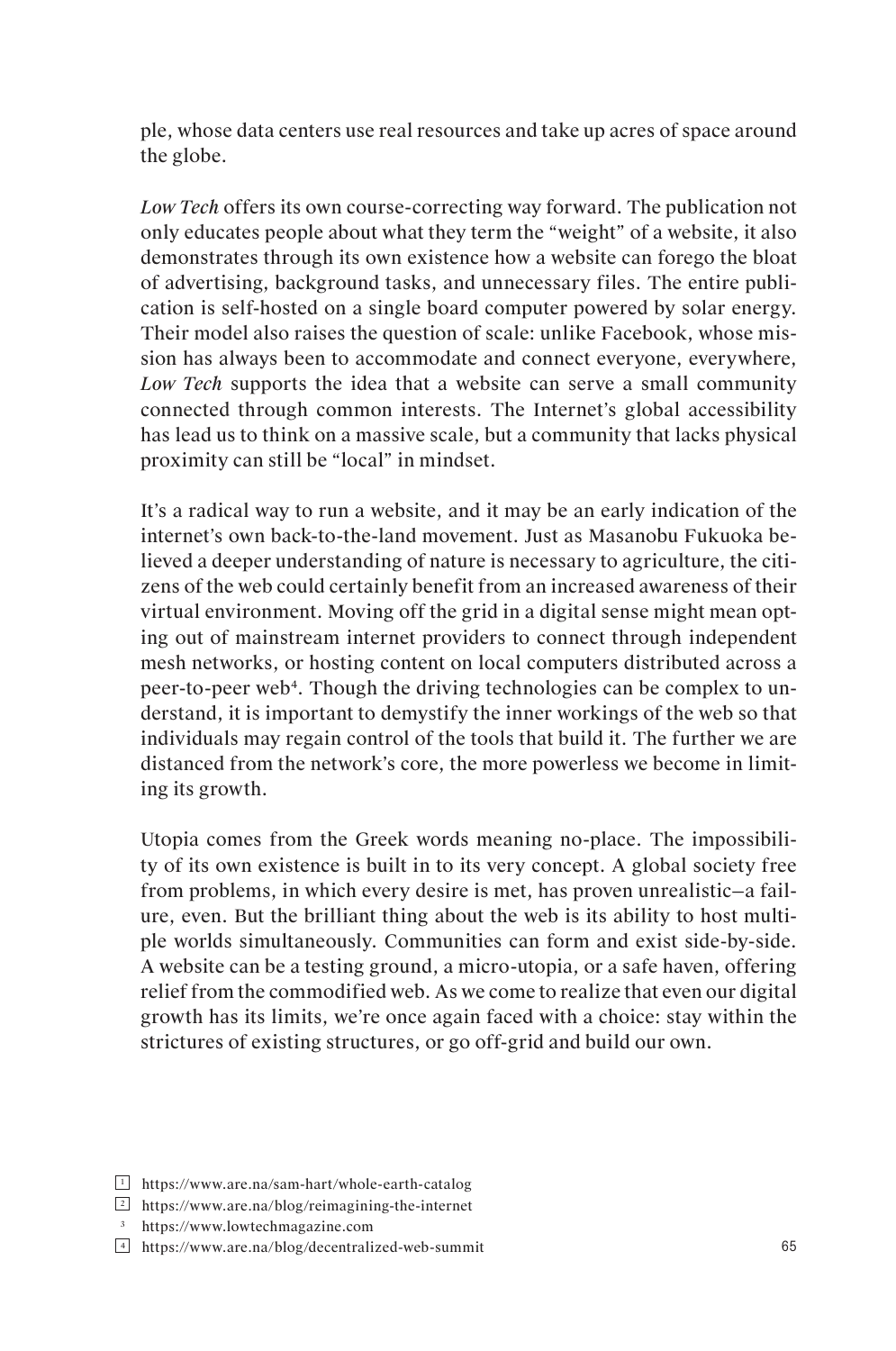ple, whose data centers use real resources and take up acres of space around the globe.

*Low Tech* offers its own course-correcting way forward. The publication not only educates people about what they term the "weight" of a website, it also demonstrates through its own existence how a website can forego the bloat of advertising, background tasks, and unnecessary files. The entire publication is self-hosted on a single board computer powered by solar energy. Their model also raises the question of scale: unlike Facebook, whose mission has always been to accommodate and connect everyone, everywhere, *Low Tech* supports the idea that a website can serve a small community connected through common interests. The Internet's global accessibility has lead us to think on a massive scale, but a community that lacks physical proximity can still be "local" in mindset.

It's a radical way to run a website, and it may be an early indication of the internet's own back-to-the-land movement. Just as Masanobu Fukuoka believed a deeper understanding of nature is necessary to agriculture, the citizens of the web could certainly benefit from an increased awareness of their virtual environment. Moving off the grid in a digital sense might mean opting out of mainstream internet providers to connect through independent mesh networks, or hosting content on local computers distributed across a peer-to-peer web[4]. Though the driving technologies can be complex to understand, it is important to demystify the inner workings of the web so that individuals may regain control of the tools that build it. The further we are distanced from the network's core, the more powerless we become in limiting its growth.

Utopia comes from the Greek words meaning no-place. The impossibility of its own existence is built in to its very concept. A global society free from problems, in which every desire is met, has proven unrealistic—a failure, even. But the brilliant thing about the web is its ability to host multiple worlds simultaneously. Communities can form and exist side-by-side. A website can be a testing ground, a micro-utopia, or a safe haven, offering relief from the commodified web. As we come to realize that even our digital growth has its limits, we're once again faced with a choice: stay within the strictures of existing structures, or go off-grid and build our own.

1 https://www.are.na/sam-hart/whole-earth-catalog

2 https://www.are.na/blog/reimagining-the-internet

3 https://www.lowtechmagazine.com

4 https://www.are.na/blog/decentralized-web-summit